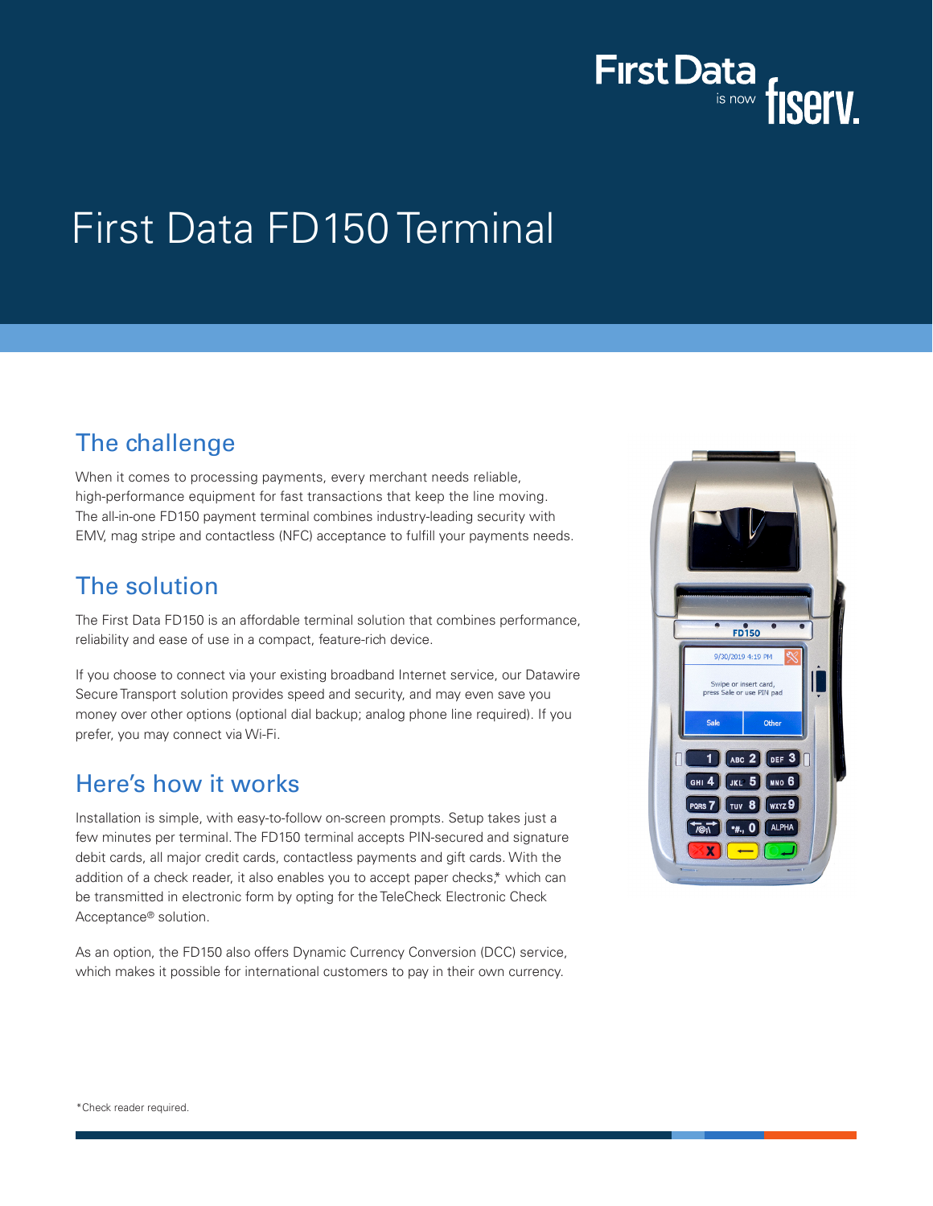First Data is now fiserv.

# First Data FD150 Terminal

## The challenge

When it comes to processing payments, every merchant needs reliable, high-performance equipment for fast transactions that keep the line moving. The all-in-one FD150 payment terminal combines industry-leading security with EMV, mag stripe and contactless (NFC) acceptance to fulfill your payments needs.

## The solution

The First Data FD150 is an affordable terminal solution that combines performance, reliability and ease of use in a compact, feature-rich device.

If you choose to connect via your existing broadband Internet service, our Datawire Secure Transport solution provides speed and security, and may even save you money over other options (optional dial backup; analog phone line required). If you prefer, you may connect via Wi-Fi.

## Here's how it works

Installation is simple, with easy-to-follow on-screen prompts. Setup takes just a few minutes per terminal. The FD150 terminal accepts PIN-secured and signature debit cards, all major credit cards, contactless payments and gift cards. With the addition of a check reader, it also enables you to accept paper checks,* which can be transmitted in electronic form by opting for the TeleCheck Electronic Check Acceptance® solution.

As an option, the FD150 also offers Dynamic Currency Conversion (DCC) service, which makes it possible for international customers to pay in their own currency.

*Check reader required.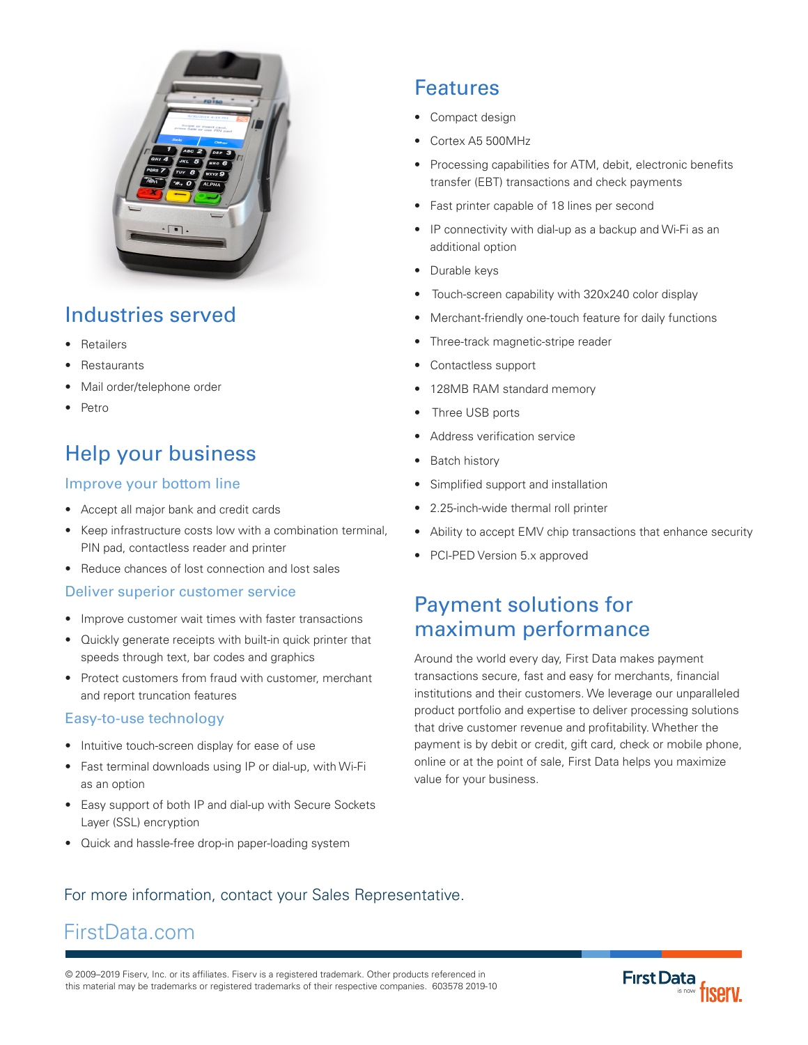## Industries served

- Retailers
- Restaurants
- Mail order/telephone order
- Petro

## Help your business

### Improve your bottom line

- Accept all major bank and credit cards
- Keep infrastructure costs low with a combination terminal, PIN pad, contactless reader and printer
- Reduce chances of lost connection and lost sales

### Deliver superior customer service

- Improve customer wait times with faster transactions
- Quickly generate receipts with built-in quick printer that speeds through text, bar codes and graphics
- Protect customers from fraud with customer, merchant and report truncation features

### Easy-to-use technology

- Intuitive touch-screen display for ease of use
- Fast terminal downloads using IP or dial-up, with Wi-Fi as an option
- Easy support of both IP and dial-up with Secure Sockets Layer (SSL) encryption
- Quick and hassle-free drop-in paper-loading system

## Features

- Compact design
- Cortex A5 500MHz
- Processing capabilities for ATM, debit, electronic benefits transfer (EBT) transactions and check payments
- Fast printer capable of 18 lines per second
- IP connectivity with dial-up as a backup and Wi-Fi as an additional option
- Durable keys
- Touch-screen capability with 320x240 color display
- Merchant-friendly one-touch feature for daily functions
- Three-track magnetic-stripe reader
- Contactless support
- 128MB RAM standard memory
- Three USB ports
- Address verification service
- Batch history
- Simplified support and installation
- 2.25-inch-wide thermal roll printer
- Ability to accept EMV chip transactions that enhance security
- PCI-PED Version 5.x approved

## Payment solutions for maximum performance

Around the world every day, First Data makes payment transactions secure, fast and easy for merchants, financial institutions and their customers. We leverage our unparalleled product portfolio and expertise to deliver processing solutions that drive customer revenue and profitability. Whether the payment is by debit or credit, gift card, check or mobile phone, online or at the point of sale, First Data helps you maximize value for your business.

For more information, contact your Sales Representative.

FirstData.com

© 2009–2019 Fiserv, Inc. or its affiliates. Fiserv is a registered trademark. Other products referenced in this material may be trademarks or registered trademarks of their respective companies. 603578 2019-10

First Data is now fiserv.